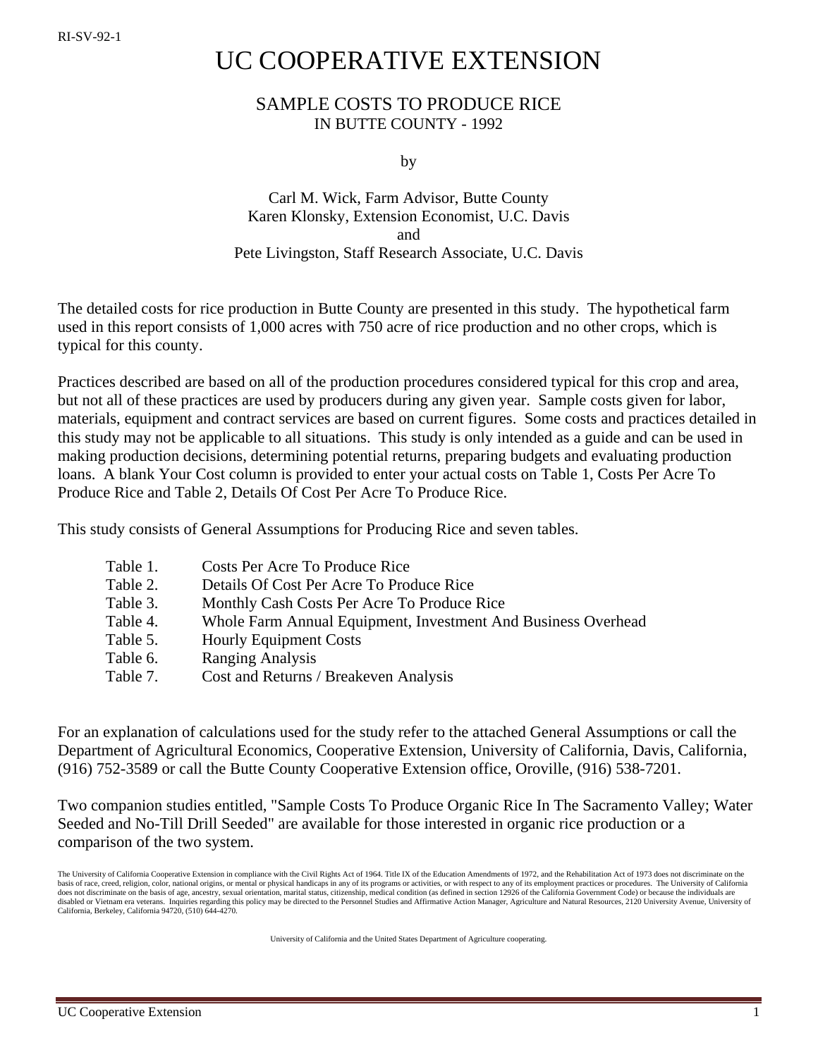RI-SV-92-1

# UC COOPERATIVE EXTENSION

## SAMPLE COSTS TO PRODUCE RICE
### IN BUTTE COUNTY - 1992

by

Carl M. Wick, Farm Advisor, Butte County
Karen Klonsky, Extension Economist, U.C. Davis
and
Pete Livingston, Staff Research Associate, U.C. Davis

The detailed costs for rice production in Butte County are presented in this study. The hypothetical farm used in this report consists of 1,000 acres with 750 acre of rice production and no other crops, which is typical for this county.

Practices described are based on all of the production procedures considered typical for this crop and area, but not all of these practices are used by producers during any given year. Sample costs given for labor, materials, equipment and contract services are based on current figures. Some costs and practices detailed in this study may not be applicable to all situations. This study is only intended as a guide and can be used in making production decisions, determining potential returns, preparing budgets and evaluating production loans. A blank Your Cost column is provided to enter your actual costs on Table 1, Costs Per Acre To Produce Rice and Table 2, Details Of Cost Per Acre To Produce Rice.

This study consists of General Assumptions for Producing Rice and seven tables.

- Table 1. Costs Per Acre To Produce Rice
- Table 2. Details Of Cost Per Acre To Produce Rice
- Table 3. Monthly Cash Costs Per Acre To Produce Rice
- Table 4. Whole Farm Annual Equipment, Investment And Business Overhead
- Table 5. Hourly Equipment Costs
- Table 6. Ranging Analysis
- Table 7. Cost and Returns / Breakeven Analysis

For an explanation of calculations used for the study refer to the attached General Assumptions or call the Department of Agricultural Economics, Cooperative Extension, University of California, Davis, California, (916) 752-3589 or call the Butte County Cooperative Extension office, Oroville, (916) 538-7201.

Two companion studies entitled, "Sample Costs To Produce Organic Rice In The Sacramento Valley; Water Seeded and No-Till Drill Seeded" are available for those interested in organic rice production or a comparison of the two system.

The University of California Cooperative Extension in compliance with the Civil Rights Act of 1964. Title IX of the Education Amendments of 1972, and the Rehabilitation Act of 1973 does not discriminate on the basis of race, creed, religion, color, national origins, or mental or physical handicaps in any of its programs or activities, or with respect to any of its employment practices or procedures. The University of California does not discriminate on the basis of age, ancestry, sexual orientation, marital status, citizenship, medical condition (as defined in section 12926 of the California Government Code) or because the individuals are disabled or Vietnam era veterans. Inquiries regarding this policy may be directed to the Personnel Studies and Affirmative Action Manager, Agriculture and Natural Resources, 2120 University Avenue, University of California, Berkeley, California 94720, (510) 644-4270.

University of California and the United States Department of Agriculture cooperating.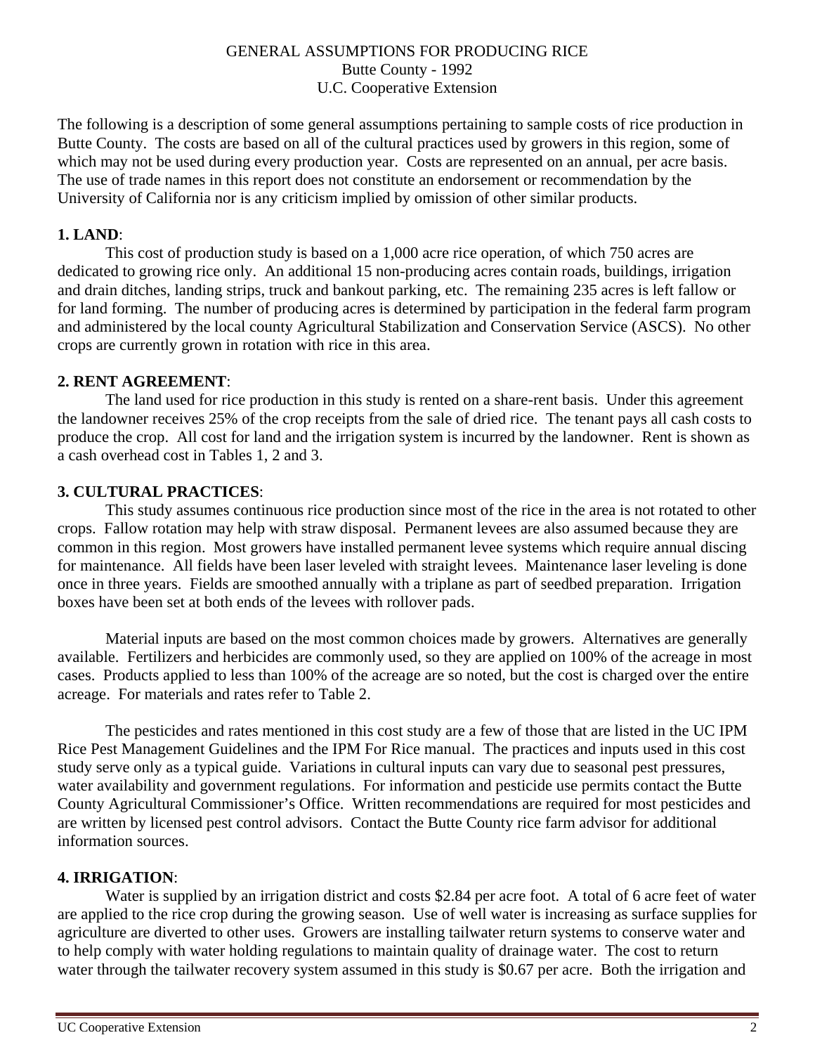# GENERAL ASSUMPTIONS FOR PRODUCING RICE
## Butte County - 1992
## U.C. Cooperative Extension

The following is a description of some general assumptions pertaining to sample costs of rice production in Butte County. The costs are based on all of the cultural practices used by growers in this region, some of which may not be used during every production year. Costs are represented on an annual, per acre basis. The use of trade names in this report does not constitute an endorsement or recommendation by the University of California nor is any criticism implied by omission of other similar products.

**1. LAND**:

This cost of production study is based on a 1,000 acre rice operation, of which 750 acres are dedicated to growing rice only. An additional 15 non-producing acres contain roads, buildings, irrigation and drain ditches, landing strips, truck and bankout parking, etc. The remaining 235 acres is left fallow or for land forming. The number of producing acres is determined by participation in the federal farm program and administered by the local county Agricultural Stabilization and Conservation Service (ASCS). No other crops are currently grown in rotation with rice in this area.

**2. RENT AGREEMENT**:

The land used for rice production in this study is rented on a share-rent basis. Under this agreement the landowner receives 25% of the crop receipts from the sale of dried rice. The tenant pays all cash costs to produce the crop. All cost for land and the irrigation system is incurred by the landowner. Rent is shown as a cash overhead cost in Tables 1, 2 and 3.

**3. CULTURAL PRACTICES**:

This study assumes continuous rice production since most of the rice in the area is not rotated to other crops. Fallow rotation may help with straw disposal. Permanent levees are also assumed because they are common in this region. Most growers have installed permanent levee systems which require annual discing for maintenance. All fields have been laser leveled with straight levees. Maintenance laser leveling is done once in three years. Fields are smoothed annually with a triplane as part of seedbed preparation. Irrigation boxes have been set at both ends of the levees with rollover pads.

Material inputs are based on the most common choices made by growers. Alternatives are generally available. Fertilizers and herbicides are commonly used, so they are applied on 100% of the acreage in most cases. Products applied to less than 100% of the acreage are so noted, but the cost is charged over the entire acreage. For materials and rates refer to Table 2.

The pesticides and rates mentioned in this cost study are a few of those that are listed in the UC IPM Rice Pest Management Guidelines and the IPM For Rice manual. The practices and inputs used in this cost study serve only as a typical guide. Variations in cultural inputs can vary due to seasonal pest pressures, water availability and government regulations. For information and pesticide use permits contact the Butte County Agricultural Commissioner's Office. Written recommendations are required for most pesticides and are written by licensed pest control advisors. Contact the Butte County rice farm advisor for additional information sources.

**4. IRRIGATION**:

Water is supplied by an irrigation district and costs $2.84 per acre foot. A total of 6 acre feet of water are applied to the rice crop during the growing season. Use of well water is increasing as surface supplies for agriculture are diverted to other uses. Growers are installing tailwater return systems to conserve water and to help comply with water holding regulations to maintain quality of drainage water. The cost to return water through the tailwater recovery system assumed in this study is $0.67 per acre. Both the irrigation and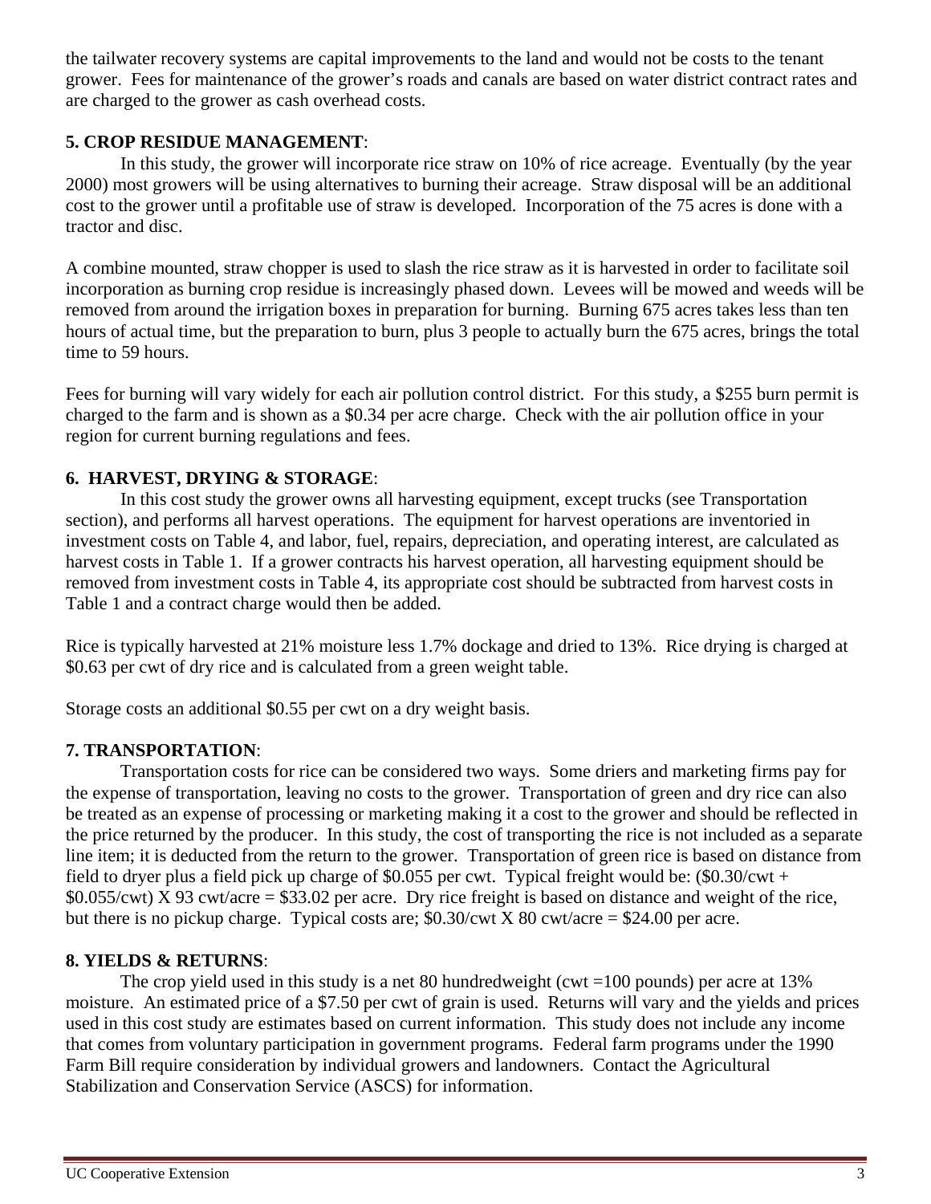the tailwater recovery systems are capital improvements to the land and would not be costs to the tenant grower. Fees for maintenance of the grower's roads and canals are based on water district contract rates and are charged to the grower as cash overhead costs.

**5. CROP RESIDUE MANAGEMENT**:

In this study, the grower will incorporate rice straw on 10% of rice acreage. Eventually (by the year 2000) most growers will be using alternatives to burning their acreage. Straw disposal will be an additional cost to the grower until a profitable use of straw is developed. Incorporation of the 75 acres is done with a tractor and disc.

A combine mounted, straw chopper is used to slash the rice straw as it is harvested in order to facilitate soil incorporation as burning crop residue is increasingly phased down. Levees will be mowed and weeds will be removed from around the irrigation boxes in preparation for burning. Burning 675 acres takes less than ten hours of actual time, but the preparation to burn, plus 3 people to actually burn the 675 acres, brings the total time to 59 hours.

Fees for burning will vary widely for each air pollution control district. For this study, a $255 burn permit is charged to the farm and is shown as a $0.34 per acre charge. Check with the air pollution office in your region for current burning regulations and fees.

**6. HARVEST, DRYING & STORAGE**:

In this cost study the grower owns all harvesting equipment, except trucks (see Transportation section), and performs all harvest operations. The equipment for harvest operations are inventoried in investment costs on Table 4, and labor, fuel, repairs, depreciation, and operating interest, are calculated as harvest costs in Table 1. If a grower contracts his harvest operation, all harvesting equipment should be removed from investment costs in Table 4, its appropriate cost should be subtracted from harvest costs in Table 1 and a contract charge would then be added.

Rice is typically harvested at 21% moisture less 1.7% dockage and dried to 13%. Rice drying is charged at $0.63 per cwt of dry rice and is calculated from a green weight table.

Storage costs an additional $0.55 per cwt on a dry weight basis.

**7. TRANSPORTATION**:

Transportation costs for rice can be considered two ways. Some driers and marketing firms pay for the expense of transportation, leaving no costs to the grower. Transportation of green and dry rice can also be treated as an expense of processing or marketing making it a cost to the grower and should be reflected in the price returned by the producer. In this study, the cost of transporting the rice is not included as a separate line item; it is deducted from the return to the grower. Transportation of green rice is based on distance from field to dryer plus a field pick up charge of $0.055 per cwt. Typical freight would be: ($0.30/cwt + $0.055/cwt) X 93 cwt/acre = $33.02 per acre. Dry rice freight is based on distance and weight of the rice, but there is no pickup charge. Typical costs are; $0.30/cwt X 80 cwt/acre = $24.00 per acre.

**8. YIELDS & RETURNS**:

The crop yield used in this study is a net 80 hundredweight (cwt =100 pounds) per acre at 13% moisture. An estimated price of a $7.50 per cwt of grain is used. Returns will vary and the yields and prices used in this cost study are estimates based on current information. This study does not include any income that comes from voluntary participation in government programs. Federal farm programs under the 1990 Farm Bill require consideration by individual growers and landowners. Contact the Agricultural Stabilization and Conservation Service (ASCS) for information.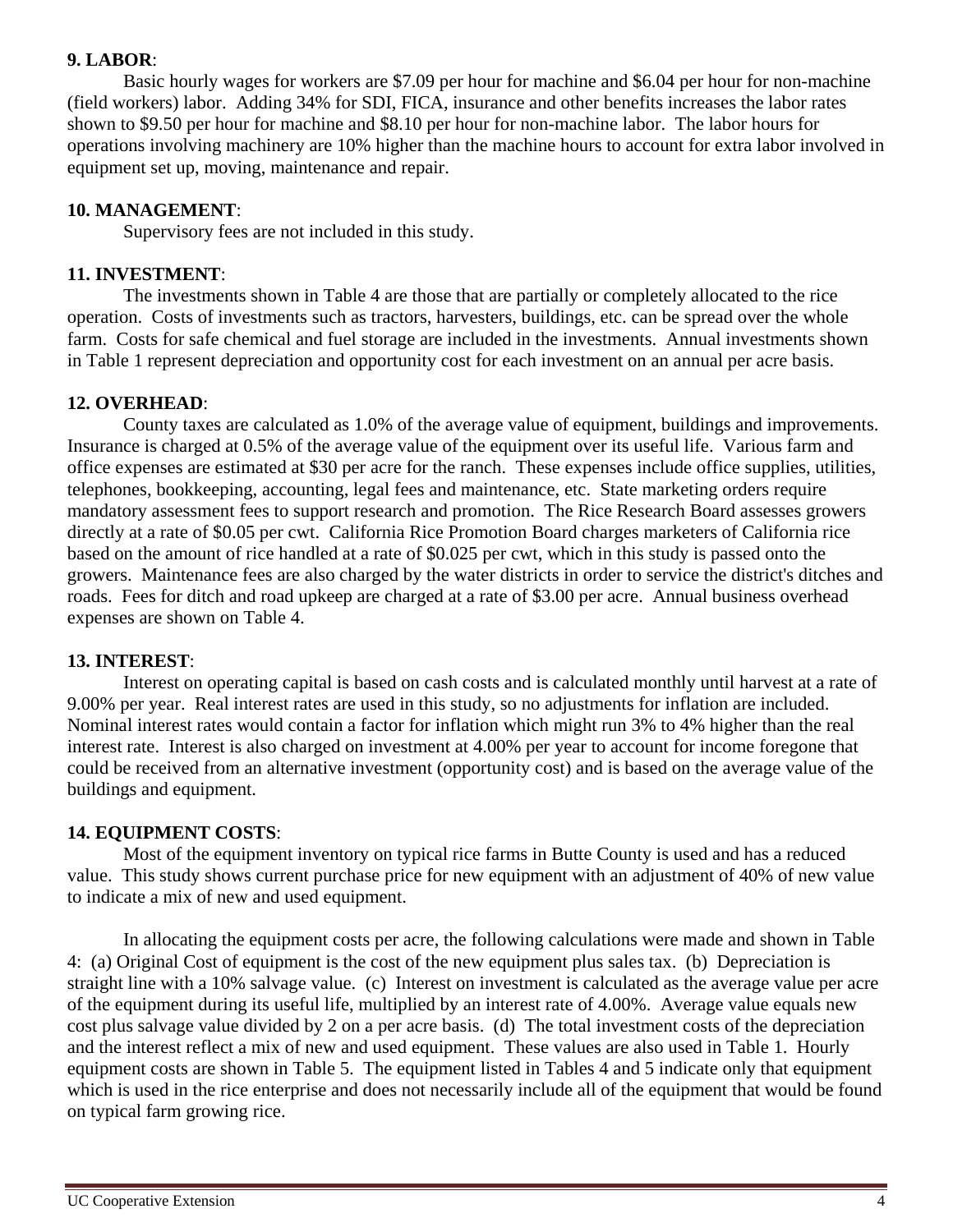**9. LABOR**:

Basic hourly wages for workers are $7.09 per hour for machine and $6.04 per hour for non-machine (field workers) labor. Adding 34% for SDI, FICA, insurance and other benefits increases the labor rates shown to $9.50 per hour for machine and $8.10 per hour for non-machine labor. The labor hours for operations involving machinery are 10% higher than the machine hours to account for extra labor involved in equipment set up, moving, maintenance and repair.

**10. MANAGEMENT**:

Supervisory fees are not included in this study.

**11. INVESTMENT**:

The investments shown in Table 4 are those that are partially or completely allocated to the rice operation. Costs of investments such as tractors, harvesters, buildings, etc. can be spread over the whole farm. Costs for safe chemical and fuel storage are included in the investments. Annual investments shown in Table 1 represent depreciation and opportunity cost for each investment on an annual per acre basis.

**12. OVERHEAD**:

County taxes are calculated as 1.0% of the average value of equipment, buildings and improvements. Insurance is charged at 0.5% of the average value of the equipment over its useful life. Various farm and office expenses are estimated at $30 per acre for the ranch. These expenses include office supplies, utilities, telephones, bookkeeping, accounting, legal fees and maintenance, etc. State marketing orders require mandatory assessment fees to support research and promotion. The Rice Research Board assesses growers directly at a rate of $0.05 per cwt. California Rice Promotion Board charges marketers of California rice based on the amount of rice handled at a rate of $0.025 per cwt, which in this study is passed onto the growers. Maintenance fees are also charged by the water districts in order to service the district's ditches and roads. Fees for ditch and road upkeep are charged at a rate of $3.00 per acre. Annual business overhead expenses are shown on Table 4.

**13. INTEREST**:

Interest on operating capital is based on cash costs and is calculated monthly until harvest at a rate of 9.00% per year. Real interest rates are used in this study, so no adjustments for inflation are included. Nominal interest rates would contain a factor for inflation which might run 3% to 4% higher than the real interest rate. Interest is also charged on investment at 4.00% per year to account for income foregone that could be received from an alternative investment (opportunity cost) and is based on the average value of the buildings and equipment.

**14. EQUIPMENT COSTS**:

Most of the equipment inventory on typical rice farms in Butte County is used and has a reduced value. This study shows current purchase price for new equipment with an adjustment of 40% of new value to indicate a mix of new and used equipment.

In allocating the equipment costs per acre, the following calculations were made and shown in Table 4: (a) Original Cost of equipment is the cost of the new equipment plus sales tax. (b) Depreciation is straight line with a 10% salvage value. (c) Interest on investment is calculated as the average value per acre of the equipment during its useful life, multiplied by an interest rate of 4.00%. Average value equals new cost plus salvage value divided by 2 on a per acre basis. (d) The total investment costs of the depreciation and the interest reflect a mix of new and used equipment. These values are also used in Table 1. Hourly equipment costs are shown in Table 5. The equipment listed in Tables 4 and 5 indicate only that equipment which is used in the rice enterprise and does not necessarily include all of the equipment that would be found on typical farm growing rice.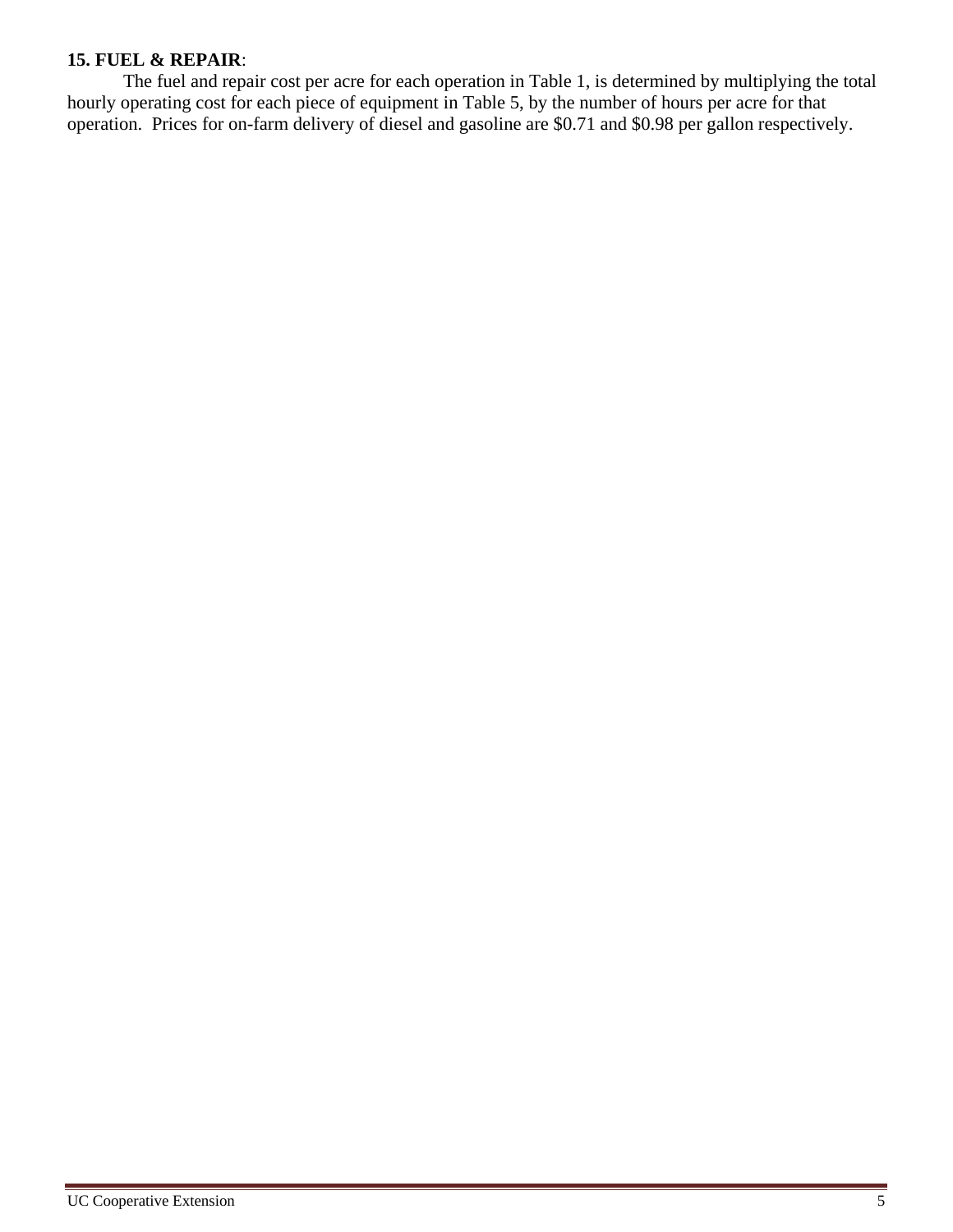**15. FUEL & REPAIR**:

The fuel and repair cost per acre for each operation in Table 1, is determined by multiplying the total hourly operating cost for each piece of equipment in Table 5, by the number of hours per acre for that operation. Prices for on-farm delivery of diesel and gasoline are $0.71 and $0.98 per gallon respectively.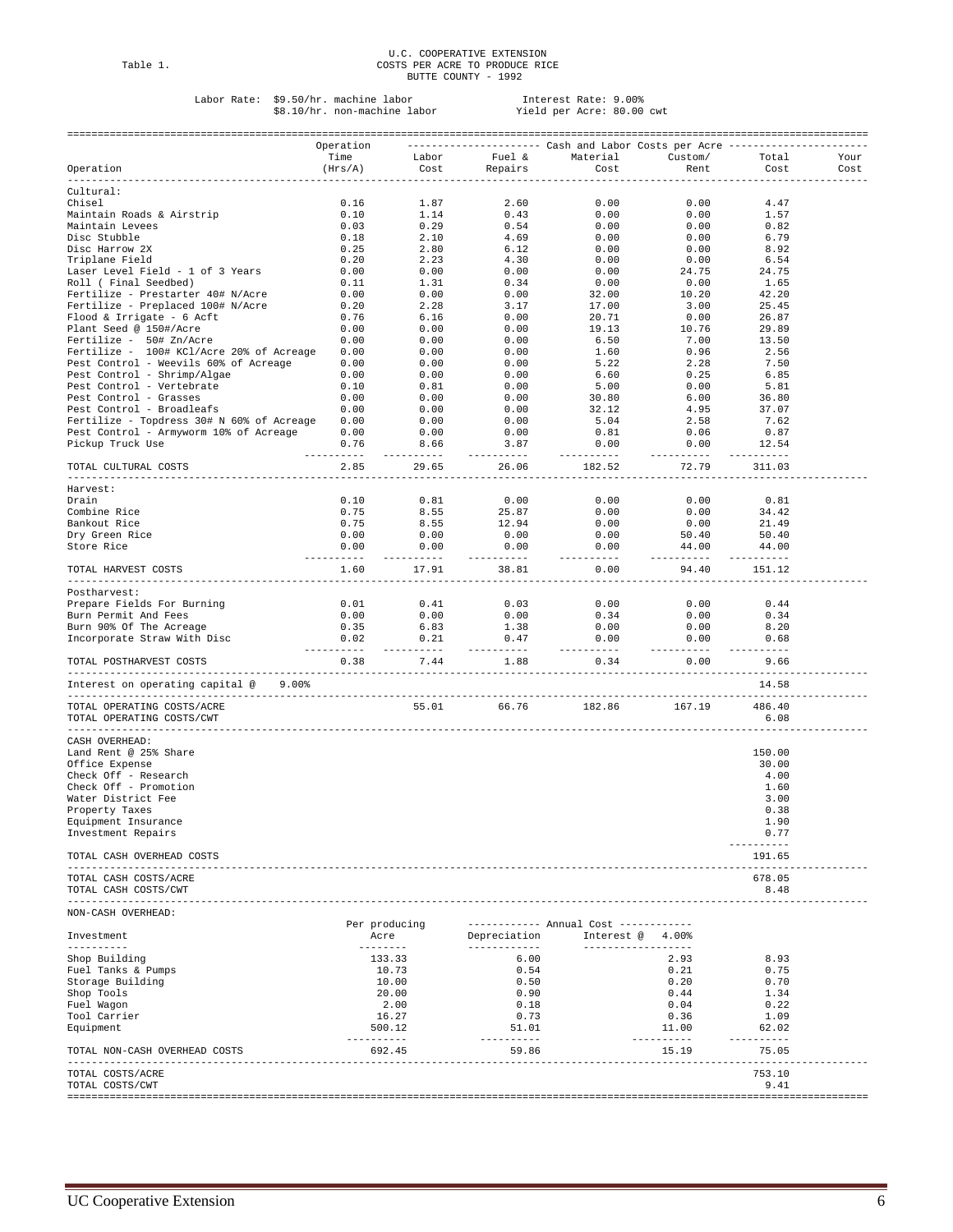U.C. COOPERATIVE EXTENSION
Table 1. COSTS PER ACRE TO PRODUCE RICE
BUTTE COUNTY - 1992

Labor Rate: $9.50/hr. machine labor — Interest Rate: 9.00%
$8.10/hr. non-machine labor — Yield per Acre: 80.00 cwt

| Operation | Operation Time (Hrs/A) | Labor Cost | Fuel & Repairs | Material Cost | Custom/ Rent | Total Cost | Your Cost |
|---|---|---|---|---|---|---|---|
| | | Cash and Labor Costs per Acre | | | | | |
| **Cultural:** | | | | | | | |
| Chisel | 0.16 | 1.87 | 2.60 | 0.00 | 0.00 | 4.47 | |
| Maintain Roads & Airstrip | 0.10 | 1.14 | 0.43 | 0.00 | 0.00 | 1.57 | |
| Maintain Levees | 0.03 | 0.29 | 0.54 | 0.00 | 0.00 | 0.82 | |
| Disc Stubble | 0.18 | 2.10 | 4.69 | 0.00 | 0.00 | 6.79 | |
| Disc Harrow 2X | 0.25 | 2.80 | 6.12 | 0.00 | 0.00 | 8.92 | |
| Triplane Field | 0.20 | 2.23 | 4.30 | 0.00 | 0.00 | 6.54 | |
| Laser Level Field - 1 of 3 Years | 0.00 | 0.00 | 0.00 | 0.00 | 24.75 | 24.75 | |
| Roll ( Final Seedbed) | 0.11 | 1.31 | 0.34 | 0.00 | 0.00 | 1.65 | |
| Fertilize - Prestarter 40# N/Acre | 0.00 | 0.00 | 0.00 | 32.00 | 10.20 | 42.20 | |
| Fertilize - Preplaced 100# N/Acre | 0.20 | 2.28 | 3.17 | 17.00 | 3.00 | 25.45 | |
| Flood & Irrigate - 6 Acft | 0.76 | 6.16 | 0.00 | 20.71 | 0.00 | 26.87 | |
| Plant Seed @ 150#/Acre | 0.00 | 0.00 | 0.00 | 19.13 | 10.76 | 29.89 | |
| Fertilize - 50# Zn/Acre | 0.00 | 0.00 | 0.00 | 6.50 | 7.00 | 13.50 | |
| Fertilize - 100# KCl/Acre 20% of Acreage | 0.00 | 0.00 | 0.00 | 1.60 | 0.96 | 2.56 | |
| Pest Control - Weevils 60% of Acreage | 0.00 | 0.00 | 0.00 | 5.22 | 2.28 | 7.50 | |
| Pest Control - Shrimp/Algae | 0.00 | 0.00 | 0.00 | 6.60 | 0.25 | 6.85 | |
| Pest Control - Vertebrate | 0.10 | 0.81 | 0.00 | 5.00 | 0.00 | 5.81 | |
| Pest Control - Grasses | 0.00 | 0.00 | 0.00 | 30.80 | 6.00 | 36.80 | |
| Pest Control - Broadleafs | 0.00 | 0.00 | 0.00 | 32.12 | 4.95 | 37.07 | |
| Fertilize - Topdress 30# N 60% of Acreage | 0.00 | 0.00 | 0.00 | 5.04 | 2.58 | 7.62 | |
| Pest Control - Armyworm 10% of Acreage | 0.00 | 0.00 | 0.00 | 0.81 | 0.06 | 0.87 | |
| Pickup Truck Use | 0.76 | 8.66 | 3.87 | 0.00 | 0.00 | 12.54 | |
| TOTAL CULTURAL COSTS | 2.85 | 29.65 | 26.06 | 182.52 | 72.79 | 311.03 | |
| **Harvest:** | | | | | | | |
| Drain | 0.10 | 0.81 | 0.00 | 0.00 | 0.00 | 0.81 | |
| Combine Rice | 0.75 | 8.55 | 25.87 | 0.00 | 0.00 | 34.42 | |
| Bankout Rice | 0.75 | 8.55 | 12.94 | 0.00 | 0.00 | 21.49 | |
| Dry Green Rice | 0.00 | 0.00 | 0.00 | 0.00 | 50.40 | 50.40 | |
| Store Rice | 0.00 | 0.00 | 0.00 | 0.00 | 44.00 | 44.00 | |
| TOTAL HARVEST COSTS | 1.60 | 17.91 | 38.81 | 0.00 | 94.40 | 151.12 | |
| **Postharvest:** | | | | | | | |
| Prepare Fields For Burning | 0.01 | 0.41 | 0.03 | 0.00 | 0.00 | 0.44 | |
| Burn Permit And Fees | 0.00 | 0.00 | 0.00 | 0.34 | 0.00 | 0.34 | |
| Burn 90% Of The Acreage | 0.35 | 6.83 | 1.38 | 0.00 | 0.00 | 8.20 | |
| Incorporate Straw With Disc | 0.02 | 0.21 | 0.47 | 0.00 | 0.00 | 0.68 | |
| TOTAL POSTHARVEST COSTS | 0.38 | 7.44 | 1.88 | 0.34 | 0.00 | 9.66 | |
| Interest on operating capital @ 9.00% | | | | | | 14.58 | |
| TOTAL OPERATING COSTS/ACRE | | 55.01 | 66.76 | 182.86 | 167.19 | 486.40 | |
| TOTAL OPERATING COSTS/CWT | | | | | | 6.08 | |
| **CASH OVERHEAD:** | | | | | | | |
| Land Rent @ 25% Share | | | | | | 150.00 | |
| Office Expense | | | | | | 30.00 | |
| Check Off - Research | | | | | | 4.00 | |
| Check Off - Promotion | | | | | | 1.60 | |
| Water District Fee | | | | | | 3.00 | |
| Property Taxes | | | | | | 0.38 | |
| Equipment Insurance | | | | | | 1.90 | |
| Investment Repairs | | | | | | 0.77 | |
| TOTAL CASH OVERHEAD COSTS | | | | | | 191.65 | |
| TOTAL CASH COSTS/ACRE | | | | | | 678.05 | |
| TOTAL CASH COSTS/CWT | | | | | | 8.48 | |

NON-CASH OVERHEAD:

| Investment | Per producing Acre | Annual Cost: Depreciation | Annual Cost: Interest @ 4.00% | Total |
|---|---|---|---|---|
| Shop Building | 133.33 | 6.00 | 2.93 | 8.93 |
| Fuel Tanks & Pumps | 10.73 | 0.54 | 0.21 | 0.75 |
| Storage Building | 10.00 | 0.50 | 0.20 | 0.70 |
| Shop Tools | 20.00 | 0.90 | 0.44 | 1.34 |
| Fuel Wagon | 2.00 | 0.18 | 0.04 | 0.22 |
| Tool Carrier | 16.27 | 0.73 | 0.36 | 1.09 |
| Equipment | 500.12 | 51.01 | 11.00 | 62.02 |
| TOTAL NON-CASH OVERHEAD COSTS | 692.45 | 59.86 | 15.19 | 75.05 |
| TOTAL COSTS/ACRE | | | | 753.10 |
| TOTAL COSTS/CWT | | | | 9.41 |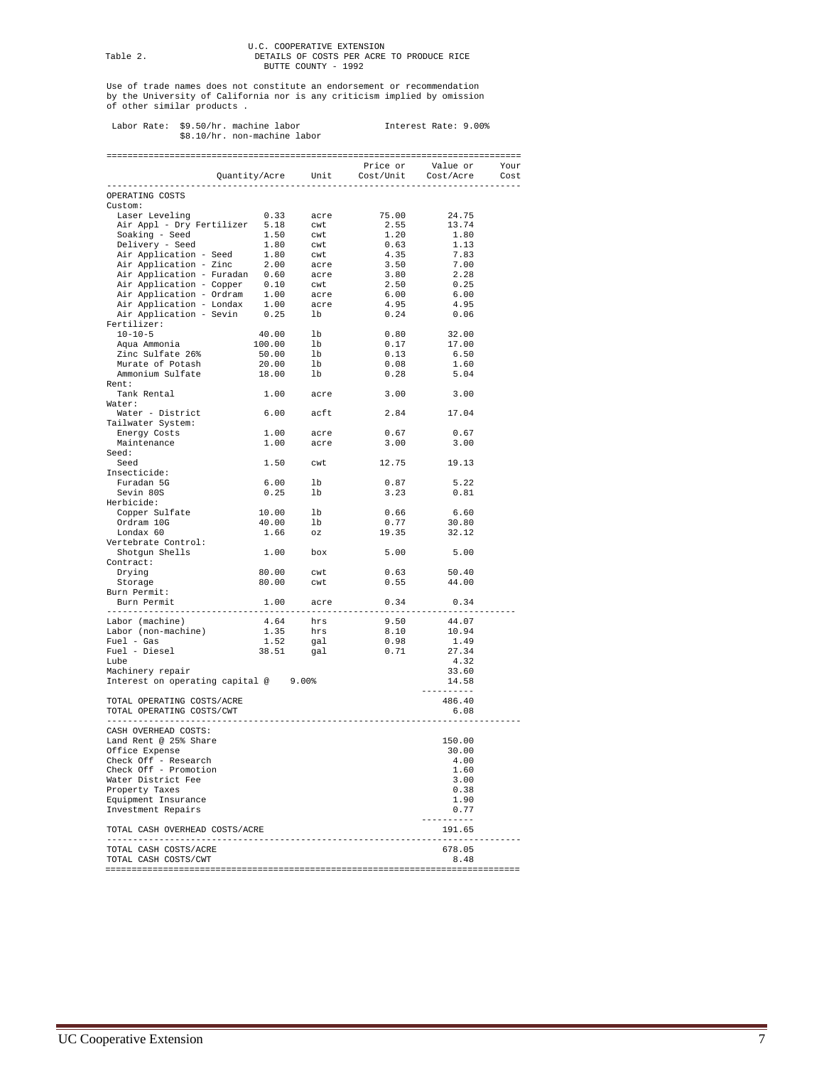Table 2.

U.C. COOPERATIVE EXTENSION
DETAILS OF COSTS PER ACRE TO PRODUCE RICE
BUTTE COUNTY - 1992

Use of trade names does not constitute an endorsement or recommendation by the University of California nor is any criticism implied by omission of other similar products .

Labor Rate: $9.50/hr. machine labor
$8.10/hr. non-machine labor

Interest Rate: 9.00%

| | Quantity/Acre | Unit | Price or Cost/Unit | Value or Cost/Acre | Your Cost |
|---|---|---|---|---|---|
| OPERATING COSTS | | | | | |
| Custom: | | | | | |
| Laser Leveling | 0.33 | acre | 75.00 | 24.75 | |
| Air Appl - Dry Fertilizer | 5.18 | cwt | 2.55 | 13.74 | |
| Soaking - Seed | 1.50 | cwt | 1.20 | 1.80 | |
| Delivery - Seed | 1.80 | cwt | 0.63 | 1.13 | |
| Air Application - Seed | 1.80 | cwt | 4.35 | 7.83 | |
| Air Application - Zinc | 2.00 | acre | 3.50 | 7.00 | |
| Air Application - Furadan | 0.60 | acre | 3.80 | 2.28 | |
| Air Application - Copper | 0.10 | cwt | 2.50 | 0.25 | |
| Air Application - Ordram | 1.00 | acre | 6.00 | 6.00 | |
| Air Application - Londax | 1.00 | acre | 4.95 | 4.95 | |
| Air Application - Sevin | 0.25 | lb | 0.24 | 0.06 | |
| Fertilizer: | | | | | |
| 10-10-5 | 40.00 | lb | 0.80 | 32.00 | |
| Aqua Ammonia | 100.00 | lb | 0.17 | 17.00 | |
| Zinc Sulfate 26% | 50.00 | lb | 0.13 | 6.50 | |
| Murate of Potash | 20.00 | lb | 0.08 | 1.60 | |
| Ammonium Sulfate | 18.00 | lb | 0.28 | 5.04 | |
| Rent: | | | | | |
| Tank Rental | 1.00 | acre | 3.00 | 3.00 | |
| Water: | | | | | |
| Water - District | 6.00 | acft | 2.84 | 17.04 | |
| Tailwater System: | | | | | |
| Energy Costs | 1.00 | acre | 0.67 | 0.67 | |
| Maintenance | 1.00 | acre | 3.00 | 3.00 | |
| Seed: | | | | | |
| Seed | 1.50 | cwt | 12.75 | 19.13 | |
| Insecticide: | | | | | |
| Furadan 5G | 6.00 | lb | 0.87 | 5.22 | |
| Sevin 80S | 0.25 | lb | 3.23 | 0.81 | |
| Herbicide: | | | | | |
| Copper Sulfate | 10.00 | lb | 0.66 | 6.60 | |
| Ordram 10G | 40.00 | lb | 0.77 | 30.80 | |
| Londax 60 | 1.66 | oz | 19.35 | 32.12 | |
| Vertebrate Control: | | | | | |
| Shotgun Shells | 1.00 | box | 5.00 | 5.00 | |
| Contract: | | | | | |
| Drying | 80.00 | cwt | 0.63 | 50.40 | |
| Storage | 80.00 | cwt | 0.55 | 44.00 | |
| Burn Permit: | | | | | |
| Burn Permit | 1.00 | acre | 0.34 | 0.34 | |
| Labor (machine) | 4.64 | hrs | 9.50 | 44.07 | |
| Labor (non-machine) | 1.35 | hrs | 8.10 | 10.94 | |
| Fuel - Gas | 1.52 | gal | 0.98 | 1.49 | |
| Fuel - Diesel | 38.51 | gal | 0.71 | 27.34 | |
| Lube | | | | 4.32 | |
| Machinery repair | | | | 33.60 | |
| Interest on operating capital @ 9.00% | | | | 14.58 | |
| TOTAL OPERATING COSTS/ACRE | | | | 486.40 | |
| TOTAL OPERATING COSTS/CWT | | | | 6.08 | |
| CASH OVERHEAD COSTS: | | | | | |
| Land Rent @ 25% Share | | | | 150.00 | |
| Office Expense | | | | 30.00 | |
| Check Off - Research | | | | 4.00 | |
| Check Off - Promotion | | | | 1.60 | |
| Water District Fee | | | | 3.00 | |
| Property Taxes | | | | 0.38 | |
| Equipment Insurance | | | | 1.90 | |
| Investment Repairs | | | | 0.77 | |
| TOTAL CASH OVERHEAD COSTS/ACRE | | | | 191.65 | |
| TOTAL CASH COSTS/ACRE | | | | 678.05 | |
| TOTAL CASH COSTS/CWT | | | | 8.48 | |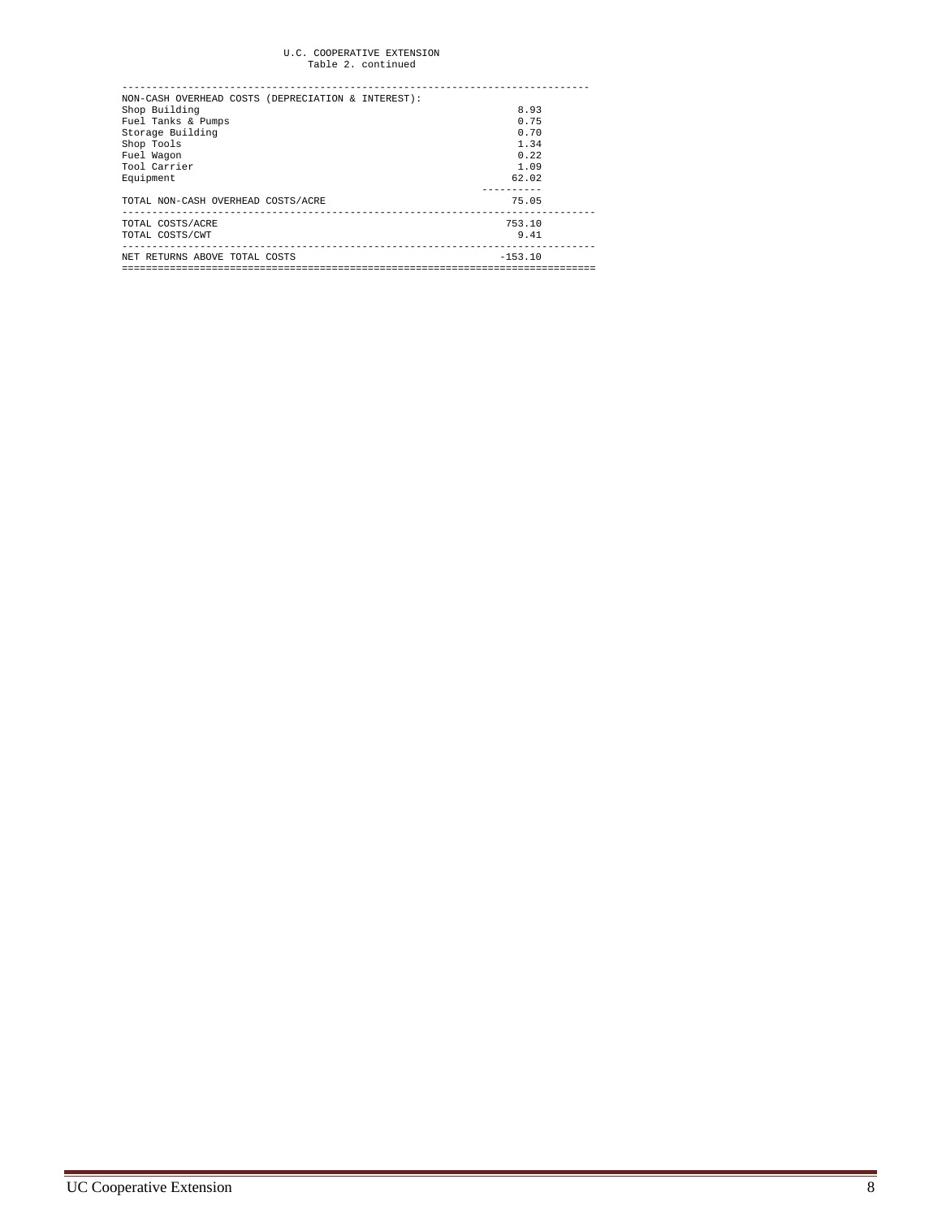U.C. COOPERATIVE EXTENSION
Table 2. continued

| NON-CASH OVERHEAD COSTS (DEPRECIATION & INTEREST): | |
|---|---|
| Shop Building | 8.93 |
| Fuel Tanks & Pumps | 0.75 |
| Storage Building | 0.70 |
| Shop Tools | 1.34 |
| Fuel Wagon | 0.22 |
| Tool Carrier | 1.09 |
| Equipment | 62.02 |
| TOTAL NON-CASH OVERHEAD COSTS/ACRE | 75.05 |
| TOTAL COSTS/ACRE | 753.10 |
| TOTAL COSTS/CWT | 9.41 |
| NET RETURNS ABOVE TOTAL COSTS | -153.10 |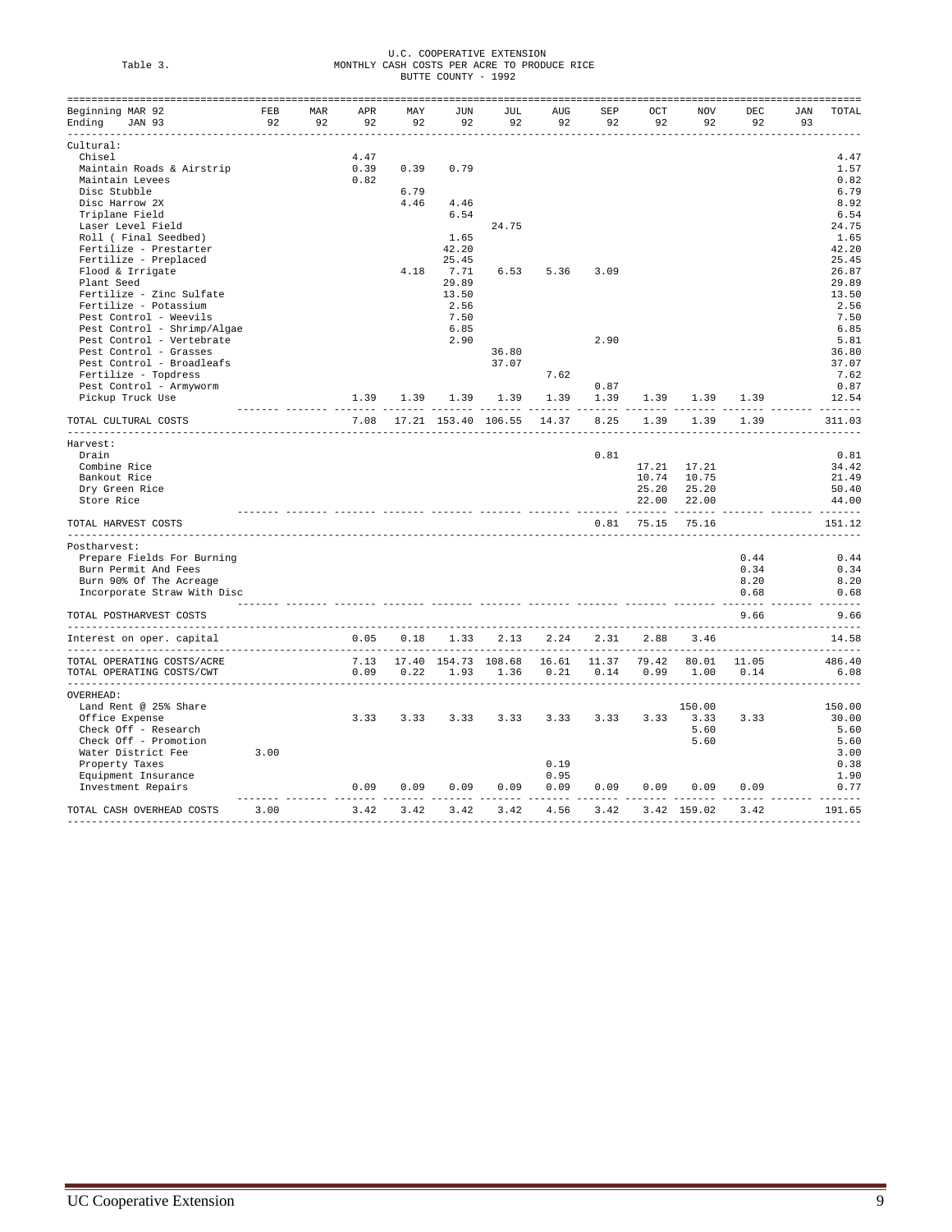Table 3.

U.C. COOPERATIVE EXTENSION
MONTHLY CASH COSTS PER ACRE TO PRODUCE RICE
BUTTE COUNTY - 1992

| Beginning MAR 92 / Ending JAN 93 | FEB 92 | MAR 92 | APR 92 | MAY 92 | JUN 92 | JUL 92 | AUG 92 | SEP 92 | OCT 92 | NOV 92 | DEC 92 | JAN 93 | TOTAL |
|---|---|---|---|---|---|---|---|---|---|---|---|---|---|
| **Cultural:** | | | | | | | | | | | | | |
| Chisel | | | 4.47 | | | | | | | | | | 4.47 |
| Maintain Roads & Airstrip | | | 0.39 | 0.39 | 0.79 | | | | | | | | 1.57 |
| Maintain Levees | | | 0.82 | | | | | | | | | | 0.82 |
| Disc Stubble | | | | 6.79 | | | | | | | | | 6.79 |
| Disc Harrow 2X | | | | 4.46 | 4.46 | | | | | | | | 8.92 |
| Triplane Field | | | | | 6.54 | | | | | | | | 6.54 |
| Laser Level Field | | | | | | 24.75 | | | | | | | 24.75 |
| Roll ( Final Seedbed) | | | | | 1.65 | | | | | | | | 1.65 |
| Fertilize - Prestarter | | | | | 42.20 | | | | | | | | 42.20 |
| Fertilize - Preplaced | | | | | 25.45 | | | | | | | | 25.45 |
| Flood & Irrigate | | | | 4.18 | 7.71 | 6.53 | 5.36 | 3.09 | | | | | 26.87 |
| Plant Seed | | | | | 29.89 | | | | | | | | 29.89 |
| Fertilize - Zinc Sulfate | | | | | 13.50 | | | | | | | | 13.50 |
| Fertilize - Potassium | | | | | 2.56 | | | | | | | | 2.56 |
| Pest Control - Weevils | | | | | 7.50 | | | | | | | | 7.50 |
| Pest Control - Shrimp/Algae | | | | | 6.85 | | | | | | | | 6.85 |
| Pest Control - Vertebrate | | | | | 2.90 | | | 2.90 | | | | | 5.81 |
| Pest Control - Grasses | | | | | | 36.80 | | | | | | | 36.80 |
| Pest Control - Broadleafs | | | | | | 37.07 | | | | | | | 37.07 |
| Fertilize - Topdress | | | | | | | 7.62 | | | | | | 7.62 |
| Pest Control - Armyworm | | | | | | | | 0.87 | | | | | 0.87 |
| Pickup Truck Use | | | 1.39 | 1.39 | 1.39 | 1.39 | 1.39 | 1.39 | 1.39 | 1.39 | 1.39 | | 12.54 |
| TOTAL CULTURAL COSTS | | | 7.08 | 17.21 | 153.40 | 106.55 | 14.37 | 8.25 | 1.39 | 1.39 | 1.39 | | 311.03 |
| **Harvest:** | | | | | | | | | | | | | |
| Drain | | | | | | | | 0.81 | | | | | 0.81 |
| Combine Rice | | | | | | | | | 17.21 | 17.21 | | | 34.42 |
| Bankout Rice | | | | | | | | | 10.74 | 10.75 | | | 21.49 |
| Dry Green Rice | | | | | | | | | 25.20 | 25.20 | | | 50.40 |
| Store Rice | | | | | | | | | 22.00 | 22.00 | | | 44.00 |
| TOTAL HARVEST COSTS | | | | | | | | 0.81 | 75.15 | 75.16 | | | 151.12 |
| **Postharvest:** | | | | | | | | | | | | | |
| Prepare Fields For Burning | | | | | | | | | | | 0.44 | | 0.44 |
| Burn Permit And Fees | | | | | | | | | | | 0.34 | | 0.34 |
| Burn 90% Of The Acreage | | | | | | | | | | | 8.20 | | 8.20 |
| Incorporate Straw With Disc | | | | | | | | | | | 0.68 | | 0.68 |
| TOTAL POSTHARVEST COSTS | | | | | | | | | | | 9.66 | | 9.66 |
| Interest on oper. capital | | | 0.05 | 0.18 | 1.33 | 2.13 | 2.24 | 2.31 | 2.88 | 3.46 | | | 14.58 |
| TOTAL OPERATING COSTS/ACRE | | | 7.13 | 17.40 | 154.73 | 108.68 | 16.61 | 11.37 | 79.42 | 80.01 | 11.05 | | 486.40 |
| TOTAL OPERATING COSTS/CWT | | | 0.09 | 0.22 | 1.93 | 1.36 | 0.21 | 0.14 | 0.99 | 1.00 | 0.14 | | 6.08 |
| **OVERHEAD:** | | | | | | | | | | | | | |
| Land Rent @ 25% Share | | | | | | | | | | 150.00 | | | 150.00 |
| Office Expense | | | 3.33 | 3.33 | 3.33 | 3.33 | 3.33 | 3.33 | 3.33 | 3.33 | 3.33 | | 30.00 |
| Check Off - Research | | | | | | | | | | 5.60 | | | 5.60 |
| Check Off - Promotion | | | | | | | | | | 5.60 | | | 5.60 |
| Water District Fee | 3.00 | | | | | | | | | | | | 3.00 |
| Property Taxes | | | | | | | 0.19 | | | | | | 0.38 |
| Equipment Insurance | | | | | | | 0.95 | | | | | | 1.90 |
| Investment Repairs | | | 0.09 | 0.09 | 0.09 | 0.09 | 0.09 | 0.09 | 0.09 | 0.09 | 0.09 | | 0.77 |
| TOTAL CASH OVERHEAD COSTS | 3.00 | | 3.42 | 3.42 | 3.42 | 3.42 | 4.56 | 3.42 | 3.42 | 159.02 | 3.42 | | 191.65 |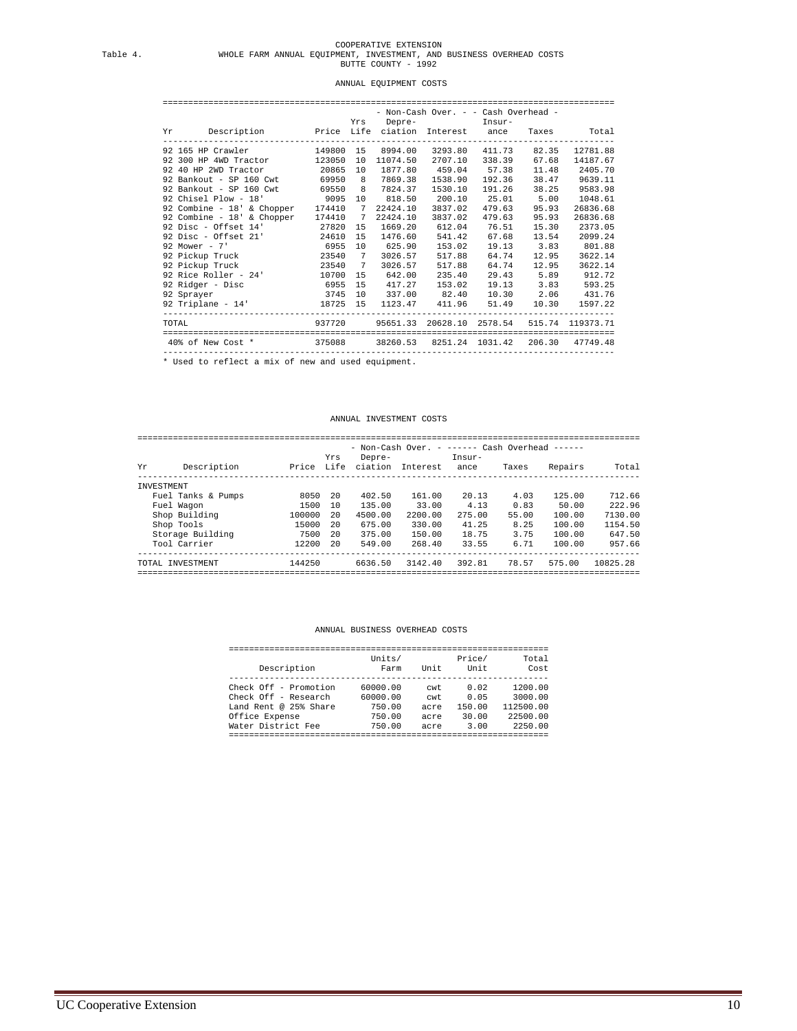COOPERATIVE EXTENSION

Table 4. WHOLE FARM ANNUAL EQUIPMENT, INVESTMENT, AND BUSINESS OVERHEAD COSTS

BUTTE COUNTY - 1992

## ANNUAL EQUIPMENT COSTS

| | | | | - Non-Cash Over. - | | - Cash Overhead - | | |
|---|---|---|---|---|---|---|---|---|
| Yr | Description | Price | Yrs Life | Depreciation | Interest | Insurance | Taxes | Total |
| 92 | 165 HP Crawler | 149800 | 15 | 8994.00 | 3293.80 | 411.73 | 82.35 | 12781.88 |
| 92 | 300 HP 4WD Tractor | 123050 | 10 | 11074.50 | 2707.10 | 338.39 | 67.68 | 14187.67 |
| 92 | 40 HP 2WD Tractor | 20865 | 10 | 1877.80 | 459.04 | 57.38 | 11.48 | 2405.70 |
| 92 | Bankout - SP 160 Cwt | 69950 | 8 | 7869.38 | 1538.90 | 192.36 | 38.47 | 9639.11 |
| 92 | Bankout - SP 160 Cwt | 69550 | 8 | 7824.37 | 1530.10 | 191.26 | 38.25 | 9583.98 |
| 92 | Chisel Plow - 18' | 9095 | 10 | 818.50 | 200.10 | 25.01 | 5.00 | 1048.61 |
| 92 | Combine - 18' & Chopper | 174410 | 7 | 22424.10 | 3837.02 | 479.63 | 95.93 | 26836.68 |
| 92 | Combine - 18' & Chopper | 174410 | 7 | 22424.10 | 3837.02 | 479.63 | 95.93 | 26836.68 |
| 92 | Disc - Offset 14' | 27820 | 15 | 1669.20 | 612.04 | 76.51 | 15.30 | 2373.05 |
| 92 | Disc - Offset 21' | 24610 | 15 | 1476.60 | 541.42 | 67.68 | 13.54 | 2099.24 |
| 92 | Mower - 7' | 6955 | 10 | 625.90 | 153.02 | 19.13 | 3.83 | 801.88 |
| 92 | Pickup Truck | 23540 | 7 | 3026.57 | 517.88 | 64.74 | 12.95 | 3622.14 |
| 92 | Pickup Truck | 23540 | 7 | 3026.57 | 517.88 | 64.74 | 12.95 | 3622.14 |
| 92 | Rice Roller - 24' | 10700 | 15 | 642.00 | 235.40 | 29.43 | 5.89 | 912.72 |
| 92 | Ridger - Disc | 6955 | 15 | 417.27 | 153.02 | 19.13 | 3.83 | 593.25 |
| 92 | Sprayer | 3745 | 10 | 337.00 | 82.40 | 10.30 | 2.06 | 431.76 |
| 92 | Triplane - 14' | 18725 | 15 | 1123.47 | 411.96 | 51.49 | 10.30 | 1597.22 |
| TOTAL | | 937720 | | 95651.33 | 20628.10 | 2578.54 | 515.74 | 119373.71 |
| 40% of New Cost * | | 375088 | | 38260.53 | 8251.24 | 1031.42 | 206.30 | 47749.48 |

* Used to reflect a mix of new and used equipment.

## ANNUAL INVESTMENT COSTS

| | | | | - Non-Cash Over. - | | ------ Cash Overhead ------ | | | |
|---|---|---|---|---|---|---|---|---|---|
| Yr | Description | Price | Yrs Life | Depreciation | Interest | Insurance | Taxes | Repairs | Total |
| INVESTMENT | | | | | | | | | |
| | Fuel Tanks & Pumps | 8050 | 20 | 402.50 | 161.00 | 20.13 | 4.03 | 125.00 | 712.66 |
| | Fuel Wagon | 1500 | 10 | 135.00 | 33.00 | 4.13 | 0.83 | 50.00 | 222.96 |
| | Shop Building | 100000 | 20 | 4500.00 | 2200.00 | 275.00 | 55.00 | 100.00 | 7130.00 |
| | Shop Tools | 15000 | 20 | 675.00 | 330.00 | 41.25 | 8.25 | 100.00 | 1154.50 |
| | Storage Building | 7500 | 20 | 375.00 | 150.00 | 18.75 | 3.75 | 100.00 | 647.50 |
| | Tool Carrier | 12200 | 20 | 549.00 | 268.40 | 33.55 | 6.71 | 100.00 | 957.66 |
| TOTAL INVESTMENT | | 144250 | | 6636.50 | 3142.40 | 392.81 | 78.57 | 575.00 | 10825.28 |

## ANNUAL BUSINESS OVERHEAD COSTS

| Description | Units/ Farm | Unit | Price/ Unit | Total Cost |
|---|---|---|---|---|
| Check Off - Promotion | 60000.00 | cwt | 0.02 | 1200.00 |
| Check Off - Research | 60000.00 | cwt | 0.05 | 3000.00 |
| Land Rent @ 25% Share | 750.00 | acre | 150.00 | 112500.00 |
| Office Expense | 750.00 | acre | 30.00 | 22500.00 |
| Water District Fee | 750.00 | acre | 3.00 | 2250.00 |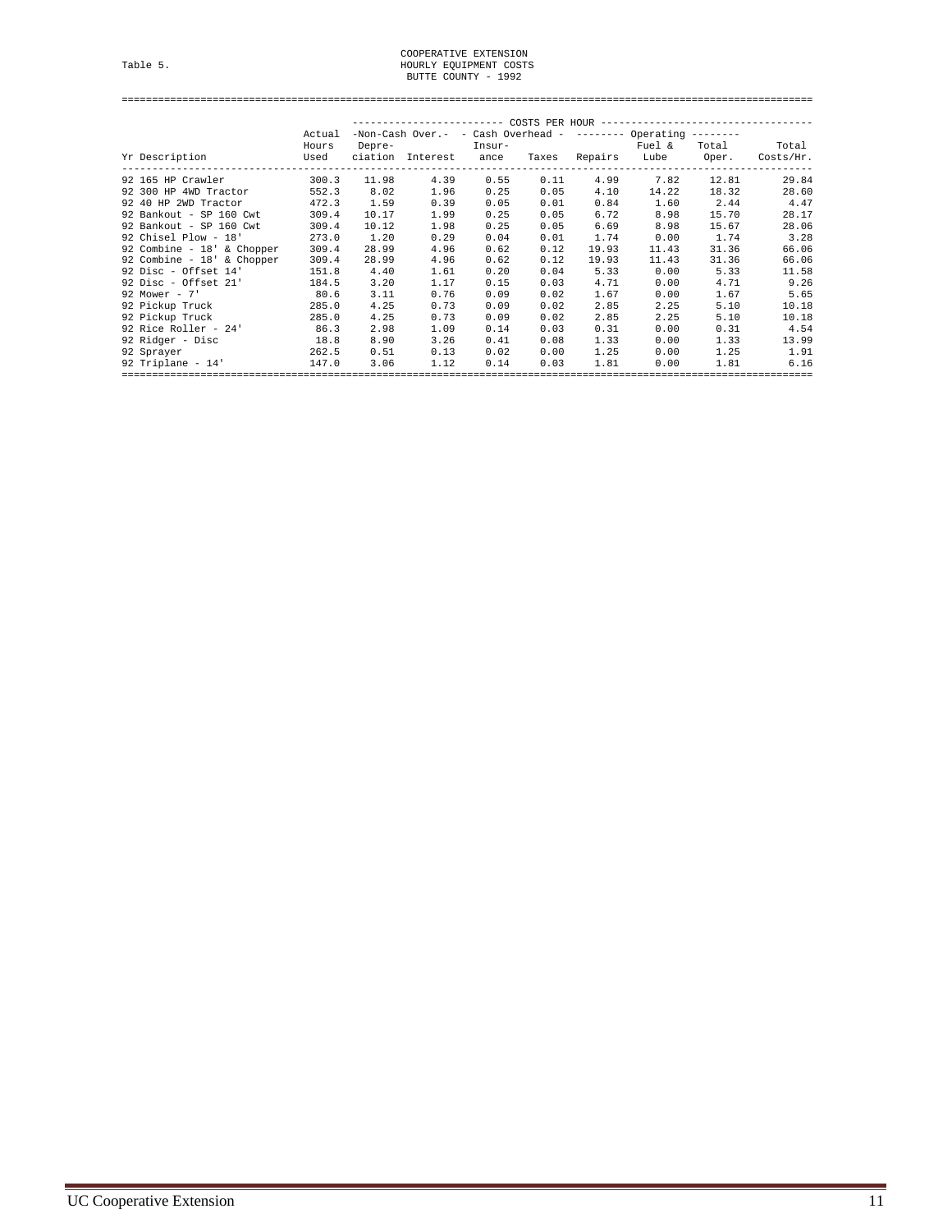Table 5.

COOPERATIVE EXTENSION
HOURLY EQUIPMENT COSTS
BUTTE COUNTY - 1992

| | | COSTS PER HOUR | | | | | | | |
|---|---|---|---|---|---|---|---|---|---|
| | | -Non-Cash Over.- | | - Cash Overhead - | | Operating | | | |
| Yr Description | Actual Hours Used | Depreciation | Interest | Insurance | Taxes | Repairs | Fuel & Lube | Total Oper. | Total Costs/Hr. |
| 92 165 HP Crawler | 300.3 | 11.98 | 4.39 | 0.55 | 0.11 | 4.99 | 7.82 | 12.81 | 29.84 |
| 92 300 HP 4WD Tractor | 552.3 | 8.02 | 1.96 | 0.25 | 0.05 | 4.10 | 14.22 | 18.32 | 28.60 |
| 92 40 HP 2WD Tractor | 472.3 | 1.59 | 0.39 | 0.05 | 0.01 | 0.84 | 1.60 | 2.44 | 4.47 |
| 92 Bankout - SP 160 Cwt | 309.4 | 10.17 | 1.99 | 0.25 | 0.05 | 6.72 | 8.98 | 15.70 | 28.17 |
| 92 Bankout - SP 160 Cwt | 309.4 | 10.12 | 1.98 | 0.25 | 0.05 | 6.69 | 8.98 | 15.67 | 28.06 |
| 92 Chisel Plow - 18' | 273.0 | 1.20 | 0.29 | 0.04 | 0.01 | 1.74 | 0.00 | 1.74 | 3.28 |
| 92 Combine - 18' & Chopper | 309.4 | 28.99 | 4.96 | 0.62 | 0.12 | 19.93 | 11.43 | 31.36 | 66.06 |
| 92 Combine - 18' & Chopper | 309.4 | 28.99 | 4.96 | 0.62 | 0.12 | 19.93 | 11.43 | 31.36 | 66.06 |
| 92 Disc - Offset 14' | 151.8 | 4.40 | 1.61 | 0.20 | 0.04 | 5.33 | 0.00 | 5.33 | 11.58 |
| 92 Disc - Offset 21' | 184.5 | 3.20 | 1.17 | 0.15 | 0.03 | 4.71 | 0.00 | 4.71 | 9.26 |
| 92 Mower - 7' | 80.6 | 3.11 | 0.76 | 0.09 | 0.02 | 1.67 | 0.00 | 1.67 | 5.65 |
| 92 Pickup Truck | 285.0 | 4.25 | 0.73 | 0.09 | 0.02 | 2.85 | 2.25 | 5.10 | 10.18 |
| 92 Pickup Truck | 285.0 | 4.25 | 0.73 | 0.09 | 0.02 | 2.85 | 2.25 | 5.10 | 10.18 |
| 92 Rice Roller - 24' | 86.3 | 2.98 | 1.09 | 0.14 | 0.03 | 0.31 | 0.00 | 0.31 | 4.54 |
| 92 Ridger - Disc | 18.8 | 8.90 | 3.26 | 0.41 | 0.08 | 1.33 | 0.00 | 1.33 | 13.99 |
| 92 Sprayer | 262.5 | 0.51 | 0.13 | 0.02 | 0.00 | 1.25 | 0.00 | 1.25 | 1.91 |
| 92 Triplane - 14' | 147.0 | 3.06 | 1.12 | 0.14 | 0.03 | 1.81 | 0.00 | 1.81 | 6.16 |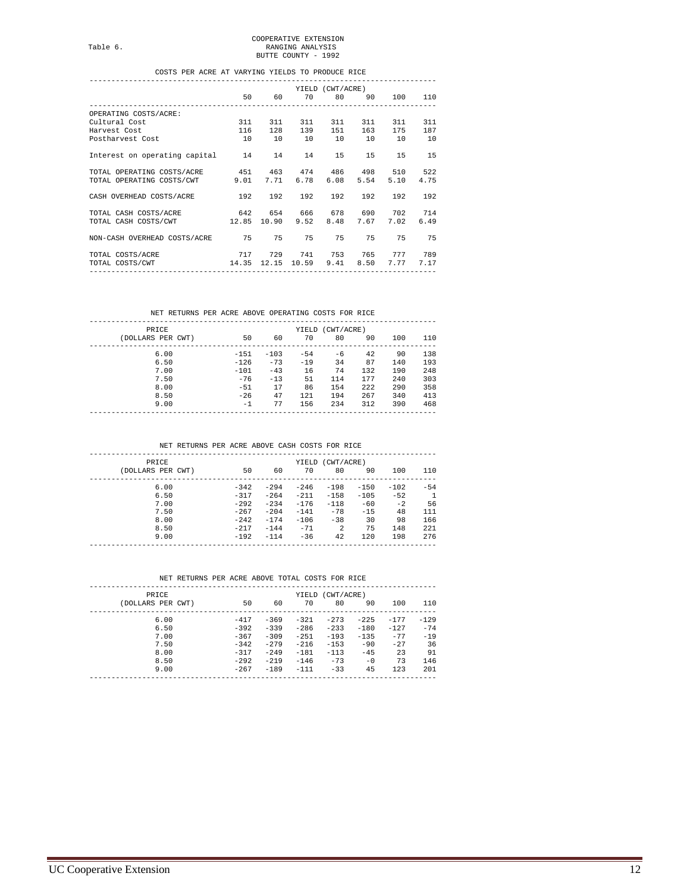Table 6.

COOPERATIVE EXTENSION
RANGING ANALYSIS
BUTTE COUNTY - 1992

## COSTS PER ACRE AT VARYING YIELDS TO PRODUCE RICE

| | YIELD (CWT/ACRE) | | | | | | |
|---|---|---|---|---|---|---|---|
| | 50 | 60 | 70 | 80 | 90 | 100 | 110 |
| OPERATING COSTS/ACRE: | | | | | | | |
| Cultural Cost | 311 | 311 | 311 | 311 | 311 | 311 | 311 |
| Harvest Cost | 116 | 128 | 139 | 151 | 163 | 175 | 187 |
| Postharvest Cost | 10 | 10 | 10 | 10 | 10 | 10 | 10 |
| Interest on operating capital | 14 | 14 | 14 | 15 | 15 | 15 | 15 |
| TOTAL OPERATING COSTS/ACRE | 451 | 463 | 474 | 486 | 498 | 510 | 522 |
| TOTAL OPERATING COSTS/CWT | 9.01 | 7.71 | 6.78 | 6.08 | 5.54 | 5.10 | 4.75 |
| CASH OVERHEAD COSTS/ACRE | 192 | 192 | 192 | 192 | 192 | 192 | 192 |
| TOTAL CASH COSTS/ACRE | 642 | 654 | 666 | 678 | 690 | 702 | 714 |
| TOTAL CASH COSTS/CWT | 12.85 | 10.90 | 9.52 | 8.48 | 7.67 | 7.02 | 6.49 |
| NON-CASH OVERHEAD COSTS/ACRE | 75 | 75 | 75 | 75 | 75 | 75 | 75 |
| TOTAL COSTS/ACRE | 717 | 729 | 741 | 753 | 765 | 777 | 789 |
| TOTAL COSTS/CWT | 14.35 | 12.15 | 10.59 | 9.41 | 8.50 | 7.77 | 7.17 |

## NET RETURNS PER ACRE ABOVE OPERATING COSTS FOR RICE

| PRICE | YIELD (CWT/ACRE) | | | | | | |
|---|---|---|---|---|---|---|---|
| (DOLLARS PER CWT) | 50 | 60 | 70 | 80 | 90 | 100 | 110 |
| 6.00 | -151 | -103 | -54 | -6 | 42 | 90 | 138 |
| 6.50 | -126 | -73 | -19 | 34 | 87 | 140 | 193 |
| 7.00 | -101 | -43 | 16 | 74 | 132 | 190 | 248 |
| 7.50 | -76 | -13 | 51 | 114 | 177 | 240 | 303 |
| 8.00 | -51 | 17 | 86 | 154 | 222 | 290 | 358 |
| 8.50 | -26 | 47 | 121 | 194 | 267 | 340 | 413 |
| 9.00 | -1 | 77 | 156 | 234 | 312 | 390 | 468 |

## NET RETURNS PER ACRE ABOVE CASH COSTS FOR RICE

| PRICE | YIELD (CWT/ACRE) | | | | | | |
|---|---|---|---|---|---|---|---|
| (DOLLARS PER CWT) | 50 | 60 | 70 | 80 | 90 | 100 | 110 |
| 6.00 | -342 | -294 | -246 | -198 | -150 | -102 | -54 |
| 6.50 | -317 | -264 | -211 | -158 | -105 | -52 | 1 |
| 7.00 | -292 | -234 | -176 | -118 | -60 | -2 | 56 |
| 7.50 | -267 | -204 | -141 | -78 | -15 | 48 | 111 |
| 8.00 | -242 | -174 | -106 | -38 | 30 | 98 | 166 |
| 8.50 | -217 | -144 | -71 | 2 | 75 | 148 | 221 |
| 9.00 | -192 | -114 | -36 | 42 | 120 | 198 | 276 |

## NET RETURNS PER ACRE ABOVE TOTAL COSTS FOR RICE

| PRICE | YIELD (CWT/ACRE) | | | | | | |
|---|---|---|---|---|---|---|---|
| (DOLLARS PER CWT) | 50 | 60 | 70 | 80 | 90 | 100 | 110 |
| 6.00 | -417 | -369 | -321 | -273 | -225 | -177 | -129 |
| 6.50 | -392 | -339 | -286 | -233 | -180 | -127 | -74 |
| 7.00 | -367 | -309 | -251 | -193 | -135 | -77 | -19 |
| 7.50 | -342 | -279 | -216 | -153 | -90 | -27 | 36 |
| 8.00 | -317 | -249 | -181 | -113 | -45 | 23 | 91 |
| 8.50 | -292 | -219 | -146 | -73 | -0 | 73 | 146 |
| 9.00 | -267 | -189 | -111 | -33 | 45 | 123 | 201 |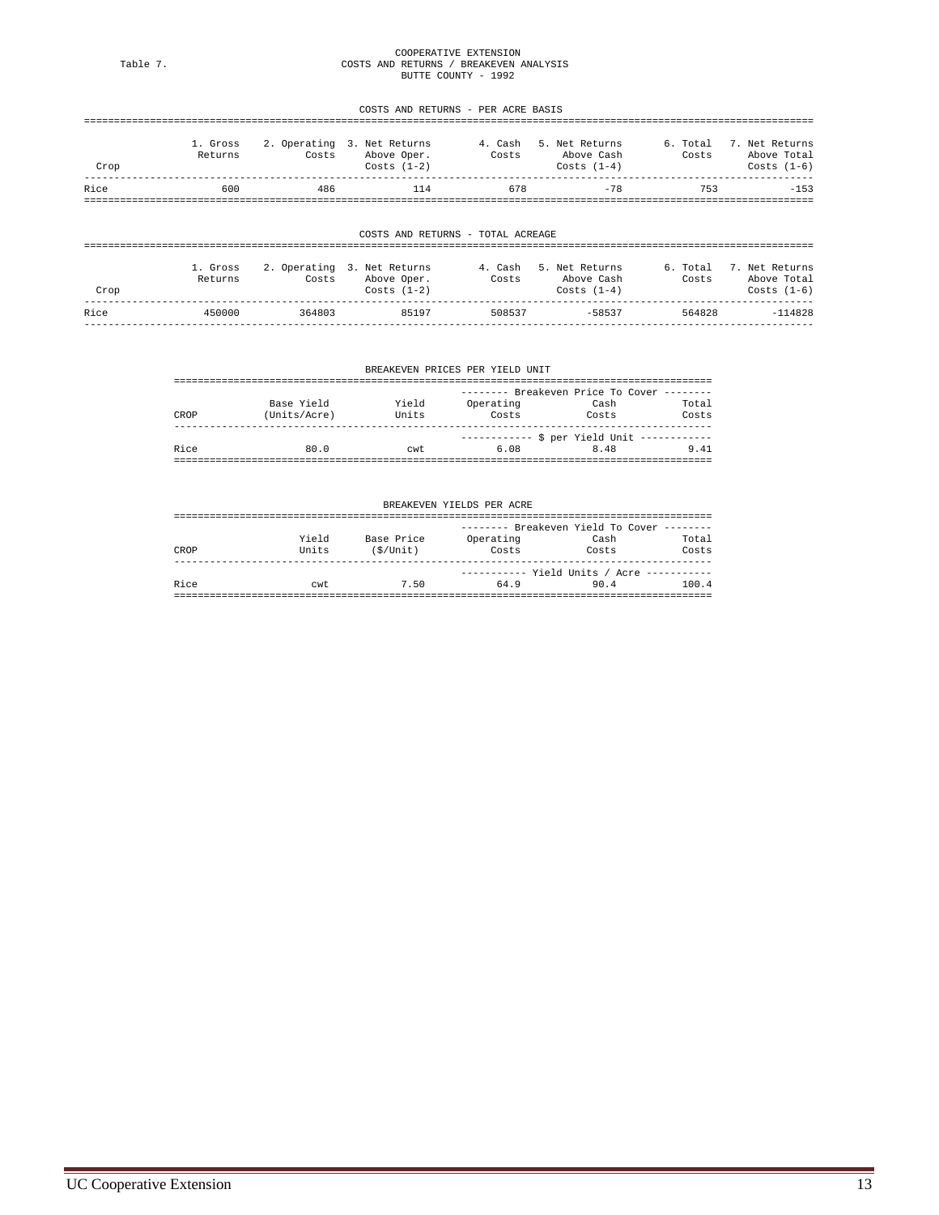Table 7.

COOPERATIVE EXTENSION
COSTS AND RETURNS / BREAKEVEN ANALYSIS
BUTTE COUNTY - 1992

COSTS AND RETURNS - PER ACRE BASIS

| Crop | 1. Gross Returns | 2. Operating Costs | 3. Net Returns Above Oper. Costs (1-2) | 4. Cash Costs | 5. Net Returns Above Cash Costs (1-4) | 6. Total Costs | 7. Net Returns Above Total Costs (1-6) |
|---|---|---|---|---|---|---|---|
| Rice | 600 | 486 | 114 | 678 | -78 | 753 | -153 |

COSTS AND RETURNS - TOTAL ACREAGE

| Crop | 1. Gross Returns | 2. Operating Costs | 3. Net Returns Above Oper. Costs (1-2) | 4. Cash Costs | 5. Net Returns Above Cash Costs (1-4) | 6. Total Costs | 7. Net Returns Above Total Costs (1-6) |
|---|---|---|---|---|---|---|---|
| Rice | 450000 | 364803 | 85197 | 508537 | -58537 | 564828 | -114828 |

BREAKEVEN PRICES PER YIELD UNIT

| | | | -------- Breakeven Price To Cover -------- | | |
|---|---|---|---|---|---|
| CROP | Base Yield (Units/Acre) | Yield Units | Operating Costs | Cash Costs | Total Costs |
| | | | ------------ $ per Yield Unit ------------ | | |
| Rice | 80.0 | cwt | 6.08 | 8.48 | 9.41 |

BREAKEVEN YIELDS PER ACRE

| | | | -------- Breakeven Yield To Cover -------- | | |
|---|---|---|---|---|---|
| CROP | Yield Units | Base Price ($/Unit) | Operating Costs | Cash Costs | Total Costs |
| | | | ----------- Yield Units / Acre ----------- | | |
| Rice | cwt | 7.50 | 64.9 | 90.4 | 100.4 |